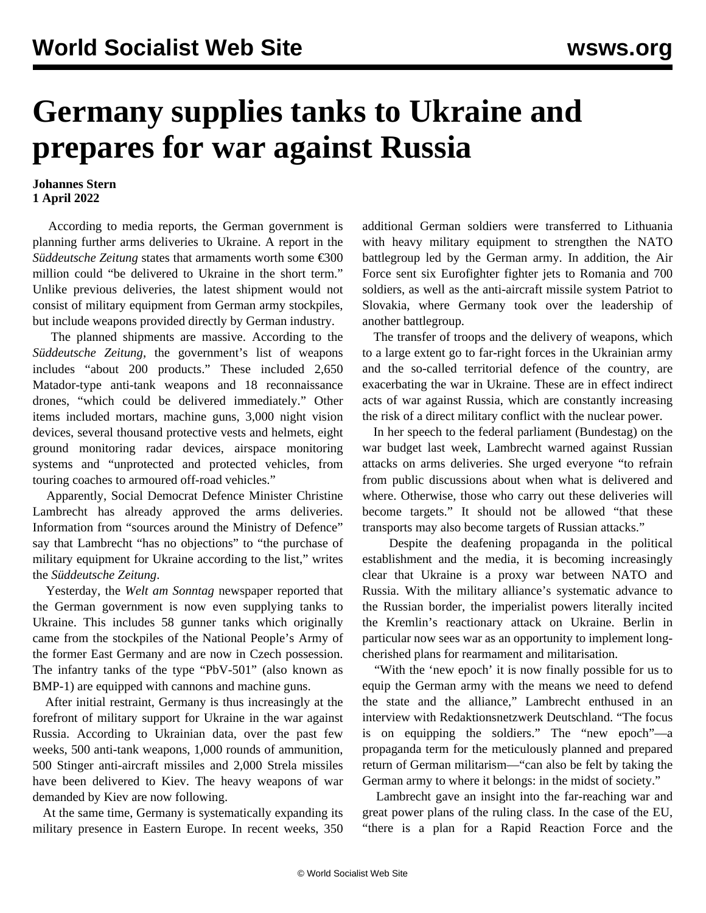# Germany supplies tanks to Ukraine and prepares for war against Russia

**Johannes Stern**
**1 April 2022**

According to media reports, the German government is planning further arms deliveries to Ukraine. A report in the *Süddeutsche Zeitung* states that armaments worth some €300 million could "be delivered to Ukraine in the short term." Unlike previous deliveries, the latest shipment would not consist of military equipment from German army stockpiles, but include weapons provided directly by German industry.

The planned shipments are massive. According to the *Süddeutsche Zeitung*, the government's list of weapons includes "about 200 products." These included 2,650 Matador-type anti-tank weapons and 18 reconnaissance drones, "which could be delivered immediately." Other items included mortars, machine guns, 3,000 night vision devices, several thousand protective vests and helmets, eight ground monitoring radar devices, airspace monitoring systems and "unprotected and protected vehicles, from touring coaches to armoured off-road vehicles."

Apparently, Social Democrat Defence Minister Christine Lambrecht has already approved the arms deliveries. Information from "sources around the Ministry of Defence" say that Lambrecht "has no objections" to "the purchase of military equipment for Ukraine according to the list," writes the *Süddeutsche Zeitung*.

Yesterday, the *Welt am Sonntag* newspaper reported that the German government is now even supplying tanks to Ukraine. This includes 58 gunner tanks which originally came from the stockpiles of the National People's Army of the former East Germany and are now in Czech possession. The infantry tanks of the type "PbV-501" (also known as BMP-1) are equipped with cannons and machine guns.

After initial restraint, Germany is thus increasingly at the forefront of military support for Ukraine in the war against Russia. According to Ukrainian data, over the past few weeks, 500 anti-tank weapons, 1,000 rounds of ammunition, 500 Stinger anti-aircraft missiles and 2,000 Strela missiles have been delivered to Kiev. The heavy weapons of war demanded by Kiev are now following.

At the same time, Germany is systematically expanding its military presence in Eastern Europe. In recent weeks, 350 additional German soldiers were transferred to Lithuania with heavy military equipment to strengthen the NATO battlegroup led by the German army. In addition, the Air Force sent six Eurofighter fighter jets to Romania and 700 soldiers, as well as the anti-aircraft missile system Patriot to Slovakia, where Germany took over the leadership of another battlegroup.

The transfer of troops and the delivery of weapons, which to a large extent go to far-right forces in the Ukrainian army and the so-called territorial defence of the country, are exacerbating the war in Ukraine. These are in effect indirect acts of war against Russia, which are constantly increasing the risk of a direct military conflict with the nuclear power.

In her speech to the federal parliament (Bundestag) on the war budget last week, Lambrecht warned against Russian attacks on arms deliveries. She urged everyone "to refrain from public discussions about when what is delivered and where. Otherwise, those who carry out these deliveries will become targets." It should not be allowed "that these transports may also become targets of Russian attacks."

Despite the deafening propaganda in the political establishment and the media, it is becoming increasingly clear that Ukraine is a proxy war between NATO and Russia. With the military alliance's systematic advance to the Russian border, the imperialist powers literally incited the Kremlin's reactionary attack on Ukraine. Berlin in particular now sees war as an opportunity to implement long-cherished plans for rearmament and militarisation.

"With the 'new epoch' it is now finally possible for us to equip the German army with the means we need to defend the state and the alliance," Lambrecht enthused in an interview with Redaktionsnetzwerk Deutschland. "The focus is on equipping the soldiers." The "new epoch"—a propaganda term for the meticulously planned and prepared return of German militarism—"can also be felt by taking the German army to where it belongs: in the midst of society."

Lambrecht gave an insight into the far-reaching war and great power plans of the ruling class. In the case of the EU, "there is a plan for a Rapid Reaction Force and the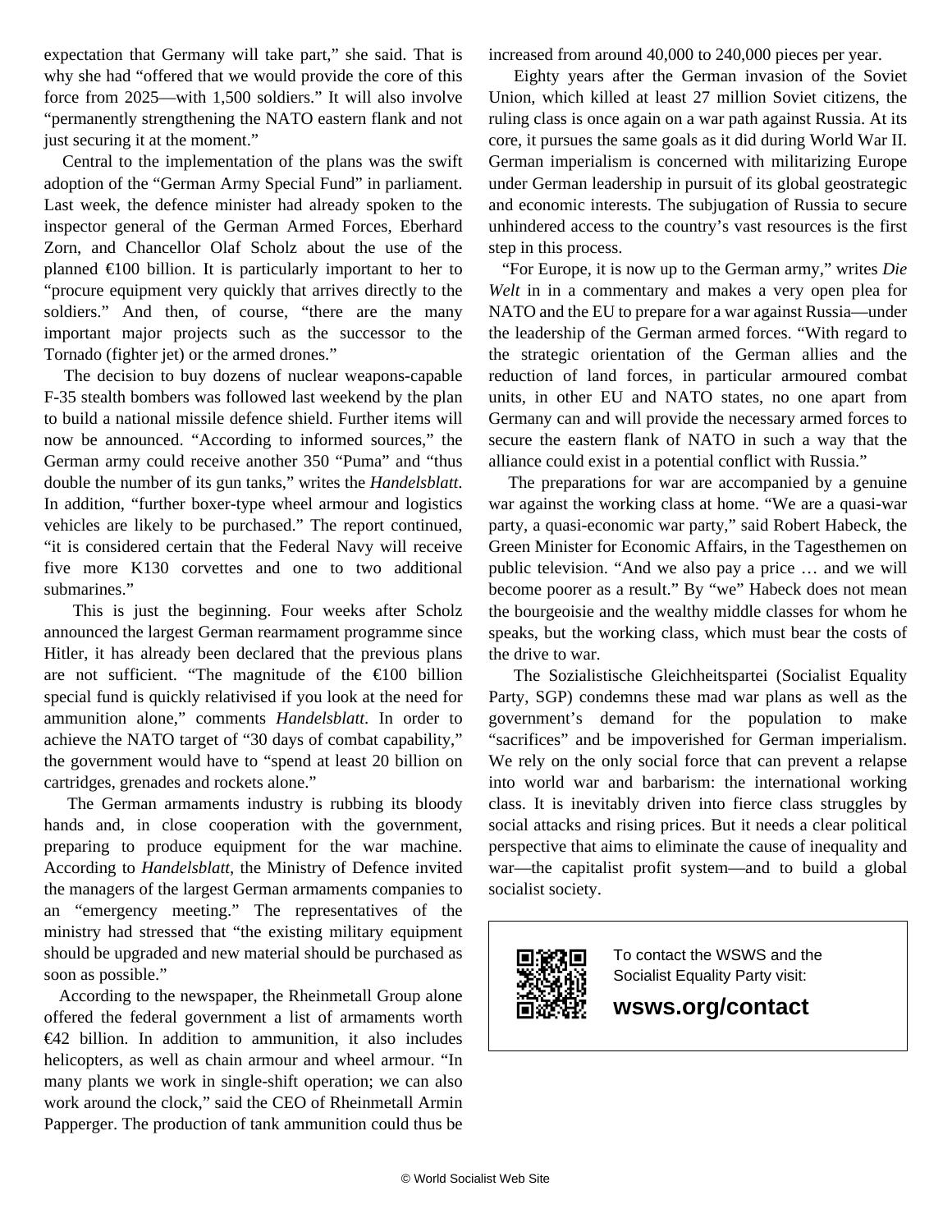expectation that Germany will take part," she said. That is why she had "offered that we would provide the core of this force from 2025—with 1,500 soldiers." It will also involve "permanently strengthening the NATO eastern flank and not just securing it at the moment."

Central to the implementation of the plans was the swift adoption of the "German Army Special Fund" in parliament. Last week, the defence minister had already spoken to the inspector general of the German Armed Forces, Eberhard Zorn, and Chancellor Olaf Scholz about the use of the planned €100 billion. It is particularly important to her to "procure equipment very quickly that arrives directly to the soldiers." And then, of course, "there are the many important major projects such as the successor to the Tornado (fighter jet) or the armed drones."

The decision to buy dozens of nuclear weapons-capable F-35 stealth bombers was followed last weekend by the plan to build a national missile defence shield. Further items will now be announced. "According to informed sources," the German army could receive another 350 "Puma" and "thus double the number of its gun tanks," writes the *Handelsblatt*. In addition, "further boxer-type wheel armour and logistics vehicles are likely to be purchased." The report continued, "it is considered certain that the Federal Navy will receive five more K130 corvettes and one to two additional submarines."

This is just the beginning. Four weeks after Scholz announced the largest German rearmament programme since Hitler, it has already been declared that the previous plans are not sufficient. "The magnitude of the €100 billion special fund is quickly relativised if you look at the need for ammunition alone," comments *Handelsblatt*. In order to achieve the NATO target of "30 days of combat capability," the government would have to "spend at least 20 billion on cartridges, grenades and rockets alone."

The German armaments industry is rubbing its bloody hands and, in close cooperation with the government, preparing to produce equipment for the war machine. According to *Handelsblatt*, the Ministry of Defence invited the managers of the largest German armaments companies to an "emergency meeting." The representatives of the ministry had stressed that "the existing military equipment should be upgraded and new material should be purchased as soon as possible."

According to the newspaper, the Rheinmetall Group alone offered the federal government a list of armaments worth €42 billion. In addition to ammunition, it also includes helicopters, as well as chain armour and wheel armour. "In many plants we work in single-shift operation; we can also work around the clock," said the CEO of Rheinmetall Armin Papperger. The production of tank ammunition could thus be increased from around 40,000 to 240,000 pieces per year.

Eighty years after the German invasion of the Soviet Union, which killed at least 27 million Soviet citizens, the ruling class is once again on a war path against Russia. At its core, it pursues the same goals as it did during World War II. German imperialism is concerned with militarizing Europe under German leadership in pursuit of its global geostrategic and economic interests. The subjugation of Russia to secure unhindered access to the country's vast resources is the first step in this process.

"For Europe, it is now up to the German army," writes *Die Welt* in in a commentary and makes a very open plea for NATO and the EU to prepare for a war against Russia—under the leadership of the German armed forces. "With regard to the strategic orientation of the German allies and the reduction of land forces, in particular armoured combat units, in other EU and NATO states, no one apart from Germany can and will provide the necessary armed forces to secure the eastern flank of NATO in such a way that the alliance could exist in a potential conflict with Russia."

The preparations for war are accompanied by a genuine war against the working class at home. "We are a quasi-war party, a quasi-economic war party," said Robert Habeck, the Green Minister for Economic Affairs, in the Tagesthemen on public television. "And we also pay a price … and we will become poorer as a result." By "we" Habeck does not mean the bourgeoisie and the wealthy middle classes for whom he speaks, but the working class, which must bear the costs of the drive to war.

The Sozialistische Gleichheitspartei (Socialist Equality Party, SGP) condemns these mad war plans as well as the government's demand for the population to make "sacrifices" and be impoverished for German imperialism. We rely on the only social force that can prevent a relapse into world war and barbarism: the international working class. It is inevitably driven into fierce class struggles by social attacks and rising prices. But it needs a clear political perspective that aims to eliminate the cause of inequality and war—the capitalist profit system—and to build a global socialist society.

To contact the WSWS and the Socialist Equality Party visit:

**wsws.org/contact**